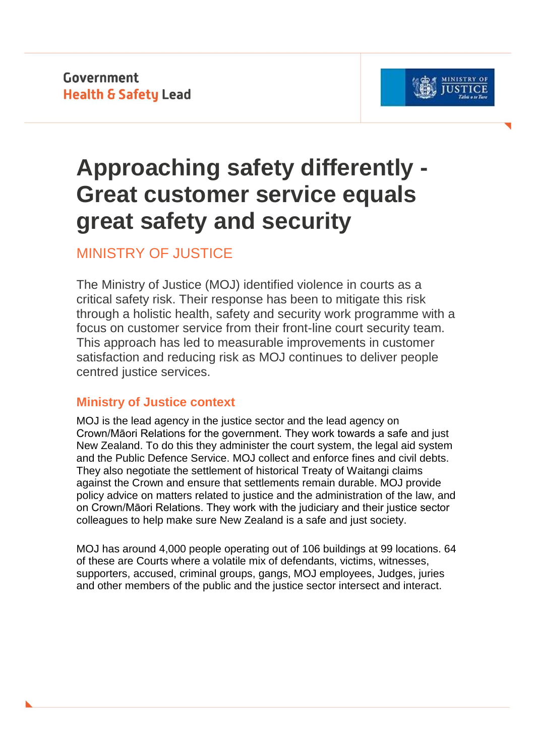Government
**Health & Safety Lead**

# Approaching safety differently - Great customer service equals great safety and security

## MINISTRY OF JUSTICE

The Ministry of Justice (MOJ) identified violence in courts as a critical safety risk. Their response has been to mitigate this risk through a holistic health, safety and security work programme with a focus on customer service from their front-line court security team. This approach has led to measurable improvements in customer satisfaction and reducing risk as MOJ continues to deliver people centred justice services.

### Ministry of Justice context

MOJ is the lead agency in the justice sector and the lead agency on Crown/Māori Relations for the government. They work towards a safe and just New Zealand. To do this they administer the court system, the legal aid system and the Public Defence Service. MOJ collect and enforce fines and civil debts. They also negotiate the settlement of historical Treaty of Waitangi claims against the Crown and ensure that settlements remain durable. MOJ provide policy advice on matters related to justice and the administration of the law, and on Crown/Māori Relations. They work with the judiciary and their justice sector colleagues to help make sure New Zealand is a safe and just society.

MOJ has around 4,000 people operating out of 106 buildings at 99 locations. 64 of these are Courts where a volatile mix of defendants, victims, witnesses, supporters, accused, criminal groups, gangs, MOJ employees, Judges, juries and other members of the public and the justice sector intersect and interact.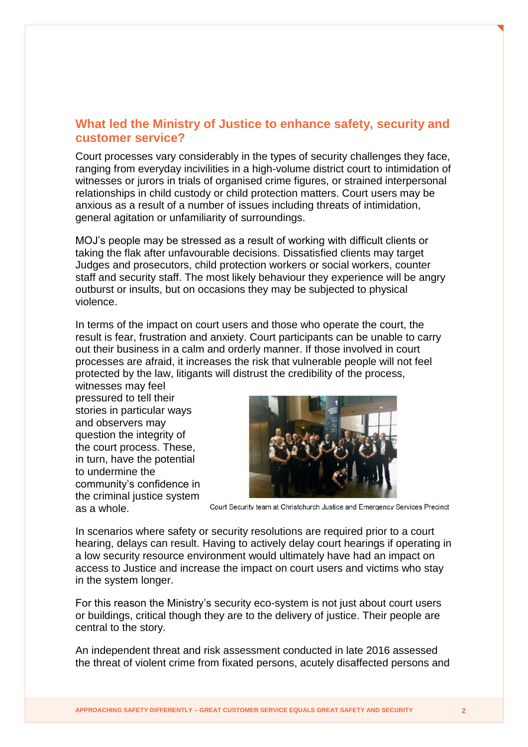## What led the Ministry of Justice to enhance safety, security and customer service?

Court processes vary considerably in the types of security challenges they face, ranging from everyday incivilities in a high-volume district court to intimidation of witnesses or jurors in trials of organised crime figures, or strained interpersonal relationships in child custody or child protection matters. Court users may be anxious as a result of a number of issues including threats of intimidation, general agitation or unfamiliarity of surroundings.

MOJ's people may be stressed as a result of working with difficult clients or taking the flak after unfavourable decisions. Dissatisfied clients may target Judges and prosecutors, child protection workers or social workers, counter staff and security staff. The most likely behaviour they experience will be angry outburst or insults, but on occasions they may be subjected to physical violence.

In terms of the impact on court users and those who operate the court, the result is fear, frustration and anxiety. Court participants can be unable to carry out their business in a calm and orderly manner. If those involved in court processes are afraid, it increases the risk that vulnerable people will not feel protected by the law, litigants will distrust the credibility of the process, witnesses may feel pressured to tell their stories in particular ways and observers may question the integrity of the court process. These, in turn, have the potential to undermine the community's confidence in the criminal justice system as a whole.

Court Security team at Christchurch Justice and Emergency Services Precinct

In scenarios where safety or security resolutions are required prior to a court hearing, delays can result. Having to actively delay court hearings if operating in a low security resource environment would ultimately have had an impact on access to Justice and increase the impact on court users and victims who stay in the system longer.

For this reason the Ministry's security eco-system is not just about court users or buildings, critical though they are to the delivery of justice. Their people are central to the story.

An independent threat and risk assessment conducted in late 2016 assessed the threat of violent crime from fixated persons, acutely disaffected persons and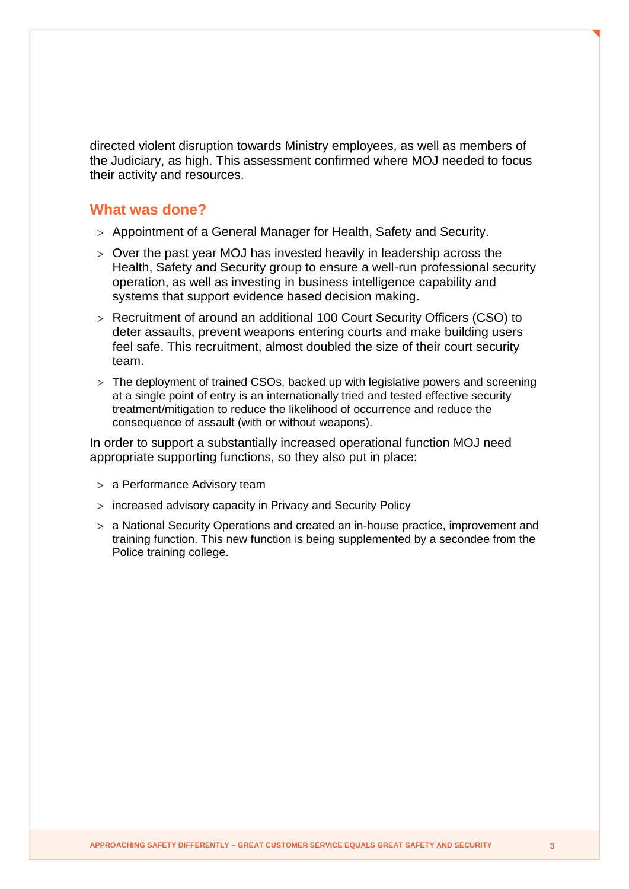directed violent disruption towards Ministry employees, as well as members of the Judiciary, as high. This assessment confirmed where MOJ needed to focus their activity and resources.

## What was done?

- Appointment of a General Manager for Health, Safety and Security.
- Over the past year MOJ has invested heavily in leadership across the Health, Safety and Security group to ensure a well-run professional security operation, as well as investing in business intelligence capability and systems that support evidence based decision making.
- Recruitment of around an additional 100 Court Security Officers (CSO) to deter assaults, prevent weapons entering courts and make building users feel safe. This recruitment, almost doubled the size of their court security team.
- The deployment of trained CSOs, backed up with legislative powers and screening at a single point of entry is an internationally tried and tested effective security treatment/mitigation to reduce the likelihood of occurrence and reduce the consequence of assault (with or without weapons).

In order to support a substantially increased operational function MOJ need appropriate supporting functions, so they also put in place:

- a Performance Advisory team
- increased advisory capacity in Privacy and Security Policy
- a National Security Operations and created an in-house practice, improvement and training function. This new function is being supplemented by a secondee from the Police training college.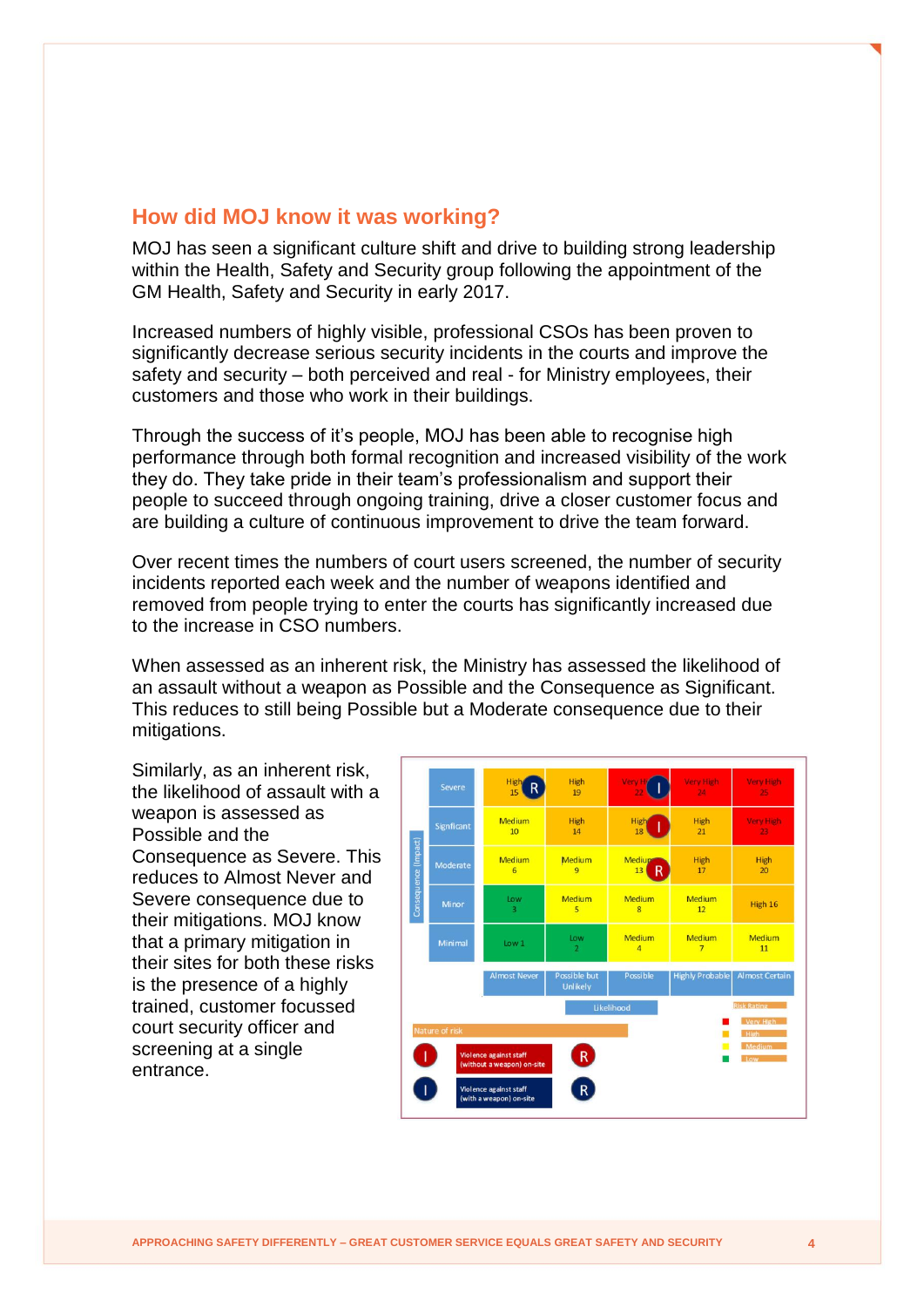## How did MOJ know it was working?

MOJ has seen a significant culture shift and drive to building strong leadership within the Health, Safety and Security group following the appointment of the GM Health, Safety and Security in early 2017.

Increased numbers of highly visible, professional CSOs has been proven to significantly decrease serious security incidents in the courts and improve the safety and security – both perceived and real - for Ministry employees, their customers and those who work in their buildings.

Through the success of it's people, MOJ has been able to recognise high performance through both formal recognition and increased visibility of the work they do. They take pride in their team's professionalism and support their people to succeed through ongoing training, drive a closer customer focus and are building a culture of continuous improvement to drive the team forward.

Over recent times the numbers of court users screened, the number of security incidents reported each week and the number of weapons identified and removed from people trying to enter the courts has significantly increased due to the increase in CSO numbers.

When assessed as an inherent risk, the Ministry has assessed the likelihood of an assault without a weapon as Possible and the Consequence as Significant. This reduces to still being Possible but a Moderate consequence due to their mitigations.

Similarly, as an inherent risk, the likelihood of assault with a weapon is assessed as Possible and the Consequence as Severe. This reduces to Almost Never and Severe consequence due to their mitigations. MOJ know that a primary mitigation in their sites for both these risks is the presence of a highly trained, customer focussed court security officer and screening at a single entrance.

| Consequence (Impact) | Almost Never | Possible but Unlikely | Possible | Highly Probable | Almost Certain |
|---|---|---|---|---|---|
| Severe | High 15 (R) | High 19 | Very High 22 (I) | Very High 24 | Very High 25 |
| Signficant | Medium 10 | High 14 | High 18 (I) | High 21 | Very High 23 |
| Moderate | Medium 6 | Medium 9 | Medium 13 (R) | High 17 | High 20 |
| Minor | Low 3 | Medium 5 | Medium 8 | Medium 12 | High 16 |
| Minimal | Low 1 | Low 2 | Medium 4 | Medium 7 | Medium 11 |

Likelihood

Risk Rating: Very High, High, Medium, Low

Nature of risk:

| | Nature of risk | |
|---|---|---|
| I | Violence against staff (without a weapon) on-site | R |
| I | Violence against staff (with a weapon) on-site | R |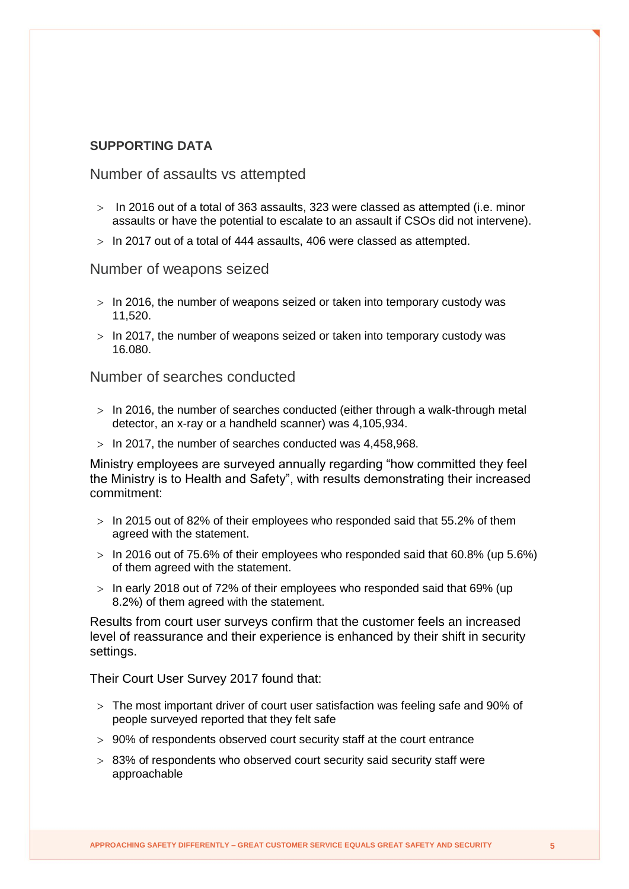**SUPPORTING DATA**

## Number of assaults vs attempted

- In 2016 out of a total of 363 assaults, 323 were classed as attempted (i.e. minor assaults or have the potential to escalate to an assault if CSOs did not intervene).
- In 2017 out of a total of 444 assaults, 406 were classed as attempted.

## Number of weapons seized

- In 2016, the number of weapons seized or taken into temporary custody was 11,520.
- In 2017, the number of weapons seized or taken into temporary custody was 16.080.

## Number of searches conducted

- In 2016, the number of searches conducted (either through a walk-through metal detector, an x-ray or a handheld scanner) was 4,105,934.
- In 2017, the number of searches conducted was 4,458,968.

Ministry employees are surveyed annually regarding "how committed they feel the Ministry is to Health and Safety", with results demonstrating their increased commitment:

- In 2015 out of 82% of their employees who responded said that 55.2% of them agreed with the statement.
- In 2016 out of 75.6% of their employees who responded said that 60.8% (up 5.6%) of them agreed with the statement.
- In early 2018 out of 72% of their employees who responded said that 69% (up 8.2%) of them agreed with the statement.

Results from court user surveys confirm that the customer feels an increased level of reassurance and their experience is enhanced by their shift in security settings.

Their Court User Survey 2017 found that:

- The most important driver of court user satisfaction was feeling safe and 90% of people surveyed reported that they felt safe
- 90% of respondents observed court security staff at the court entrance
- 83% of respondents who observed court security said security staff were approachable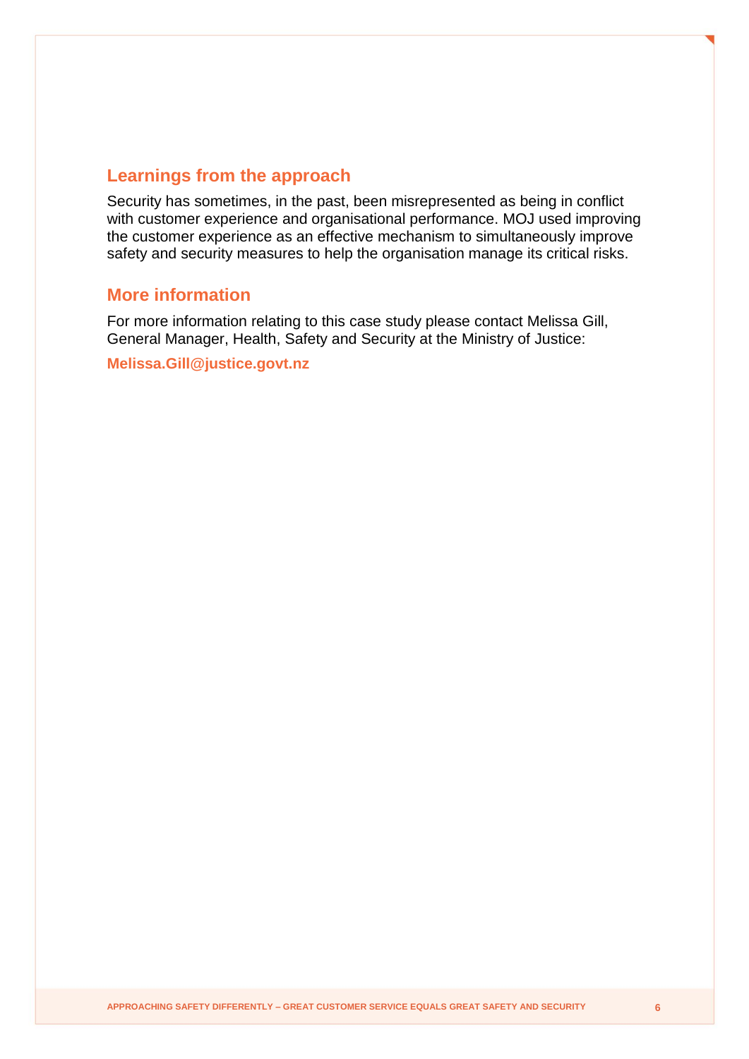## Learnings from the approach

Security has sometimes, in the past, been misrepresented as being in conflict with customer experience and organisational performance. MOJ used improving the customer experience as an effective mechanism to simultaneously improve safety and security measures to help the organisation manage its critical risks.

## More information

For more information relating to this case study please contact Melissa Gill, General Manager, Health, Safety and Security at the Ministry of Justice:

**Melissa.Gill@justice.govt.nz**